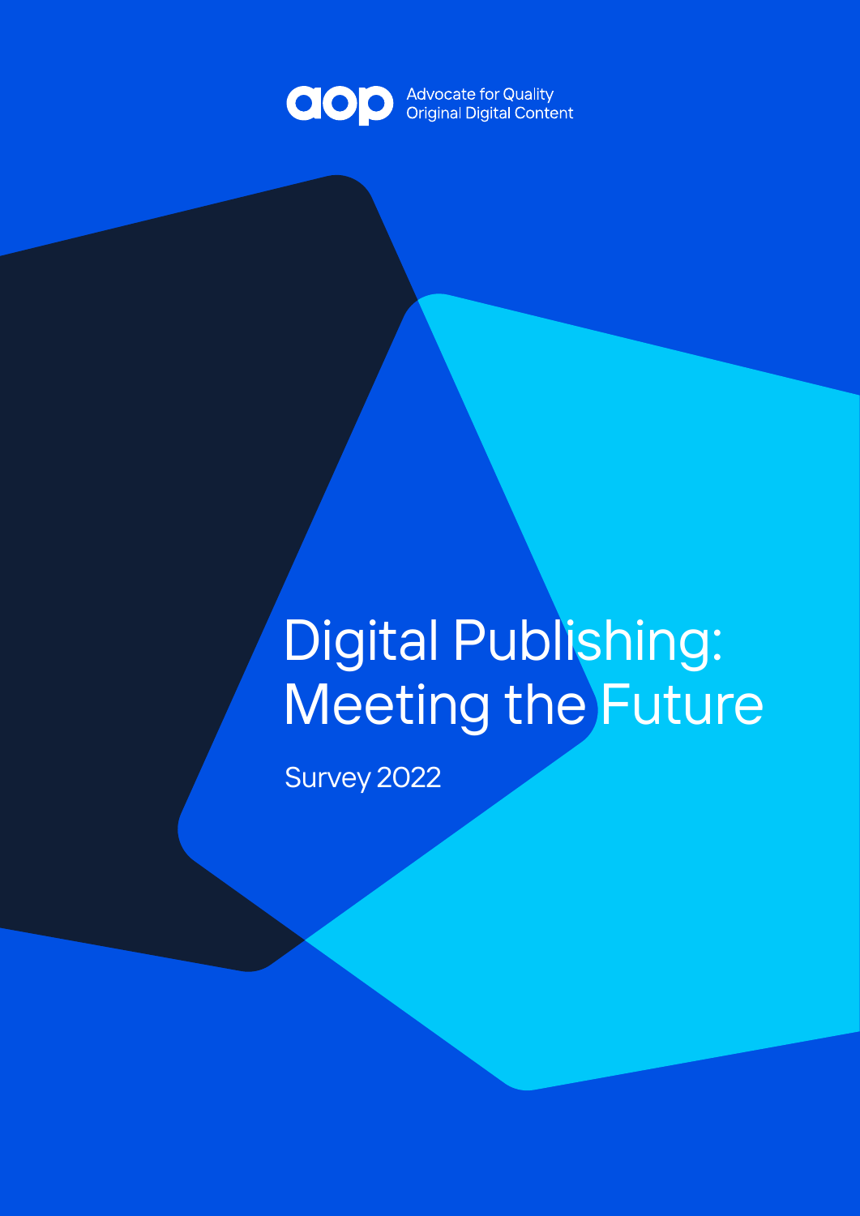aop Advocate for Quality Original Digital Content

# Digital Publishing: Meeting the Future

Survey 2022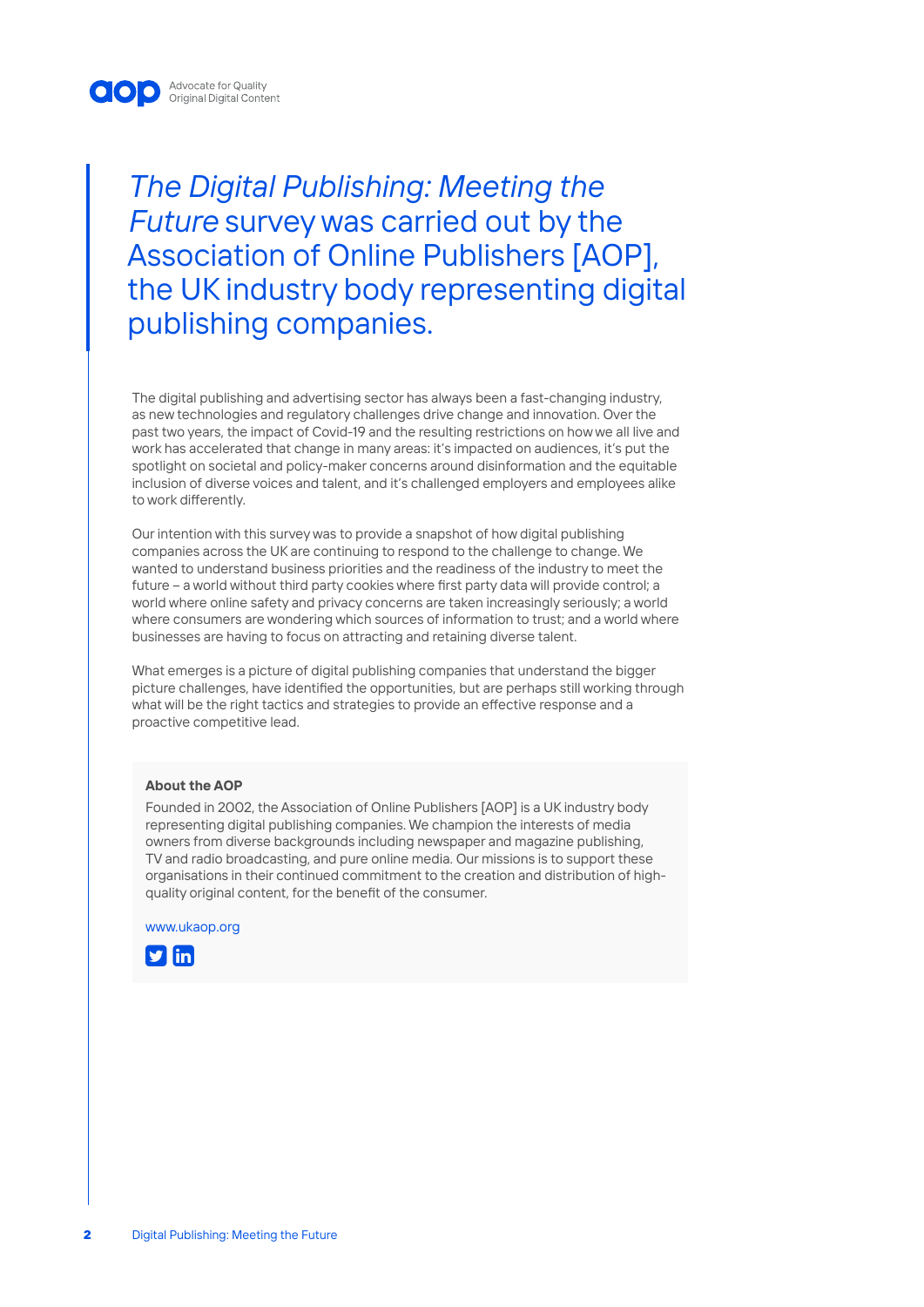*The Digital Publishing: Meeting the Future* survey was carried out by the Association of Online Publishers [AOP], the UK industry body representing digital publishing companies.

The digital publishing and advertising sector has always been a fast-changing industry, as new technologies and regulatory challenges drive change and innovation. Over the past two years, the impact of Covid-19 and the resulting restrictions on how we all live and work has accelerated that change in many areas: it's impacted on audiences, it's put the spotlight on societal and policy-maker concerns around disinformation and the equitable inclusion of diverse voices and talent, and it's challenged employers and employees alike to work differently.

Our intention with this survey was to provide a snapshot of how digital publishing companies across the UK are continuing to respond to the challenge to change. We wanted to understand business priorities and the readiness of the industry to meet the future – a world without third party cookies where first party data will provide control; a world where online safety and privacy concerns are taken increasingly seriously; a world where consumers are wondering which sources of information to trust; and a world where businesses are having to focus on attracting and retaining diverse talent.

What emerges is a picture of digital publishing companies that understand the bigger picture challenges, have identified the opportunities, but are perhaps still working through what will be the right tactics and strategies to provide an effective response and a proactive competitive lead.

**About the AOP**

Founded in 2002, the Association of Online Publishers [AOP] is a UK industry body representing digital publishing companies. We champion the interests of media owners from diverse backgrounds including newspaper and magazine publishing, TV and radio broadcasting, and pure online media. Our missions is to support these organisations in their continued commitment to the creation and distribution of high-quality original content, for the benefit of the consumer.

www.ukaop.org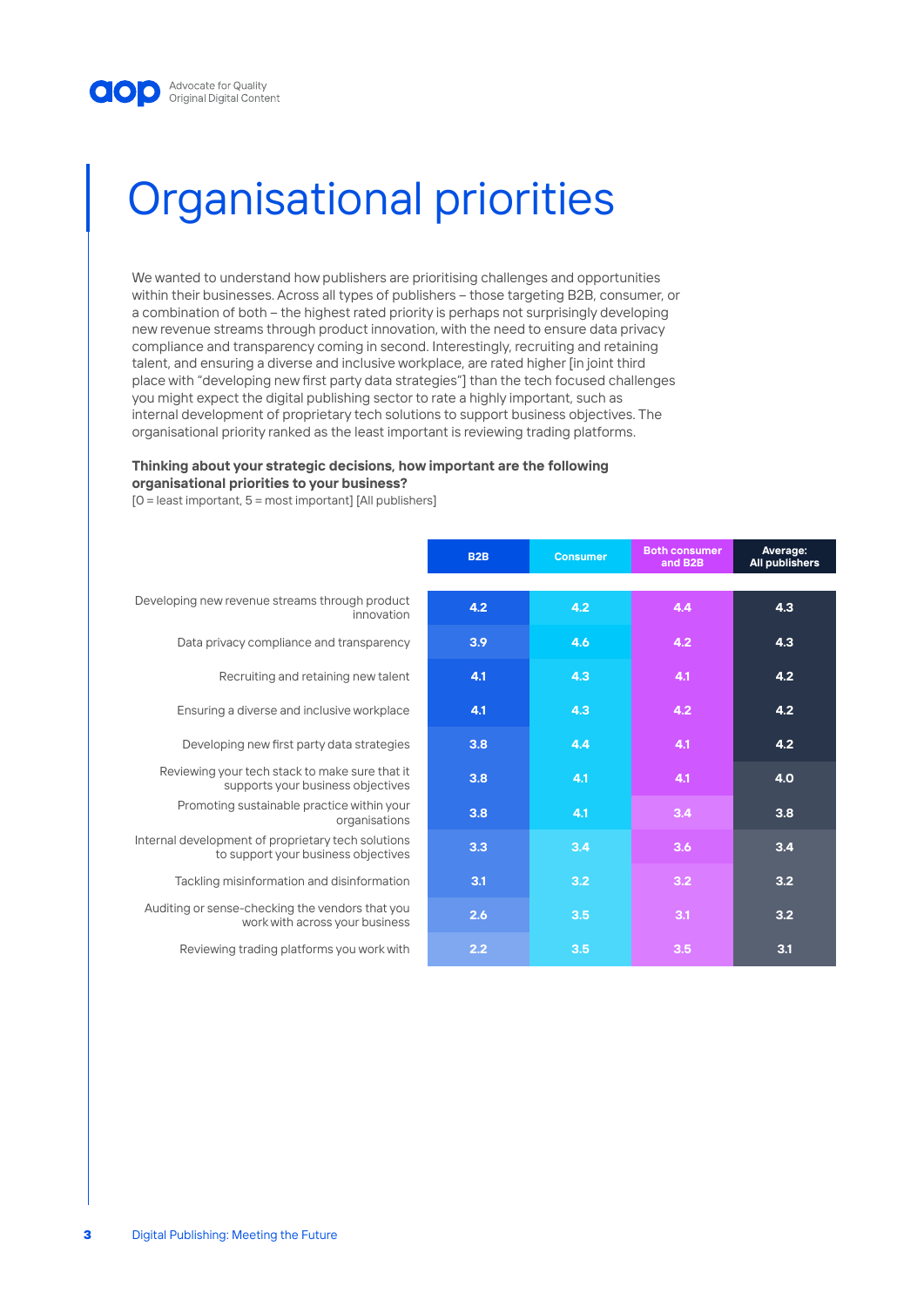# Organisational priorities

We wanted to understand how publishers are prioritising challenges and opportunities within their businesses. Across all types of publishers – those targeting B2B, consumer, or a combination of both – the highest rated priority is perhaps not surprisingly developing new revenue streams through product innovation, with the need to ensure data privacy compliance and transparency coming in second. Interestingly, recruiting and retaining talent, and ensuring a diverse and inclusive workplace, are rated higher [in joint third place with "developing new first party data strategies"] than the tech focused challenges you might expect the digital publishing sector to rate a highly important, such as internal development of proprietary tech solutions to support business objectives. The organisational priority ranked as the least important is reviewing trading platforms.

**Thinking about your strategic decisions, how important are the following organisational priorities to your business?**
[0 = least important, 5 = most important] [All publishers]

| | B2B | Consumer | Both consumer and B2B | Average: All publishers |
|---|---|---|---|---|
| Developing new revenue streams through product innovation | 4.2 | 4.2 | 4.4 | 4.3 |
| Data privacy compliance and transparency | 3.9 | 4.6 | 4.2 | 4.3 |
| Recruiting and retaining new talent | 4.1 | 4.3 | 4.1 | 4.2 |
| Ensuring a diverse and inclusive workplace | 4.1 | 4.3 | 4.2 | 4.2 |
| Developing new first party data strategies | 3.8 | 4.4 | 4.1 | 4.2 |
| Reviewing your tech stack to make sure that it supports your business objectives | 3.8 | 4.1 | 4.1 | 4.0 |
| Promoting sustainable practice within your organisations | 3.8 | 4.1 | 3.4 | 3.8 |
| Internal development of proprietary tech solutions to support your business objectives | 3.3 | 3.4 | 3.6 | 3.4 |
| Tackling misinformation and disinformation | 3.1 | 3.2 | 3.2 | 3.2 |
| Auditing or sense-checking the vendors that you work with across your business | 2.6 | 3.5 | 3.1 | 3.2 |
| Reviewing trading platforms you work with | 2.2 | 3.5 | 3.5 | 3.1 |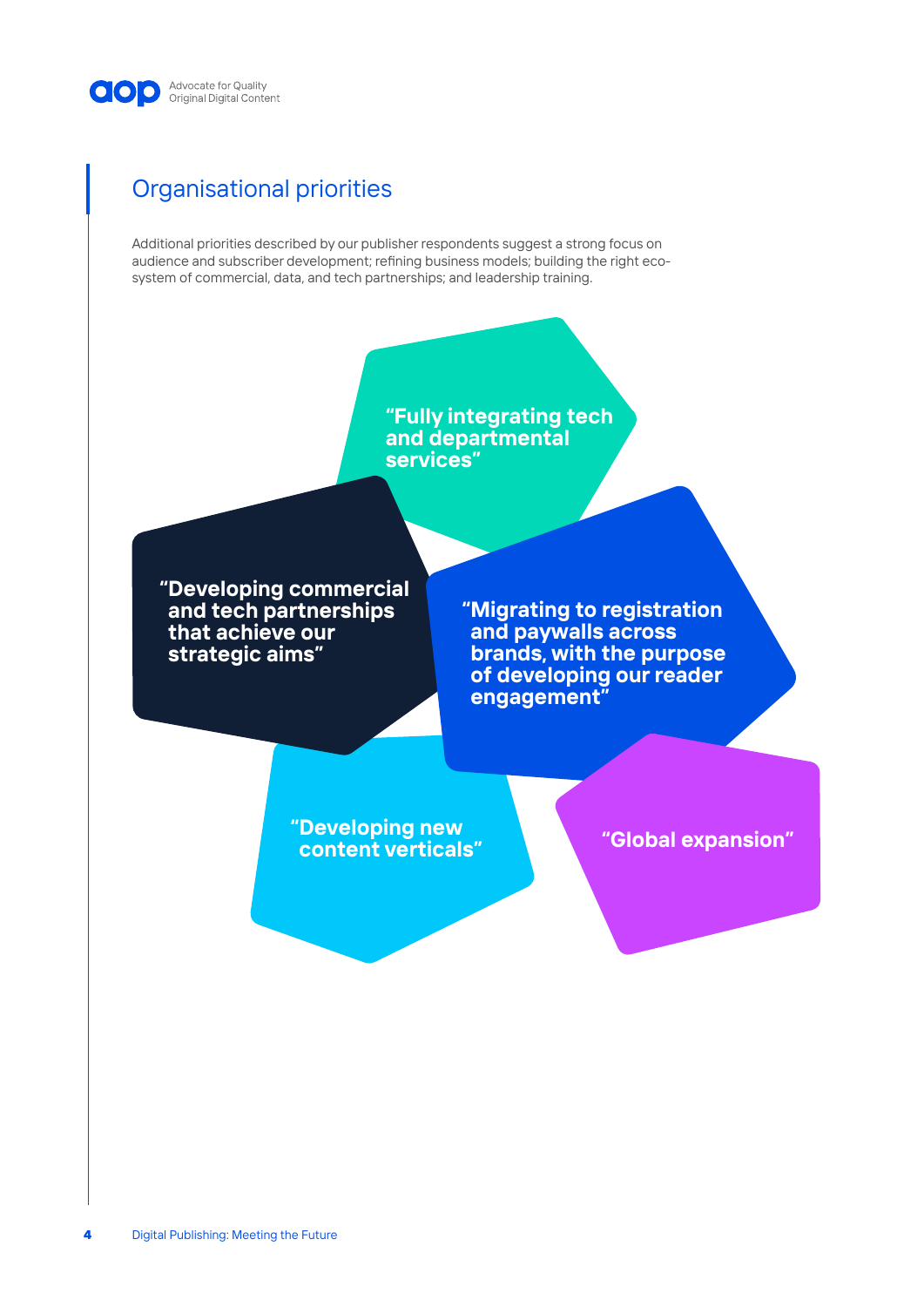## Organisational priorities

Additional priorities described by our publisher respondents suggest a strong focus on audience and subscriber development; refining business models; building the right eco-system of commercial, data, and tech partnerships; and leadership training.

**"Fully integrating tech and departmental services"**

**"Developing commercial and tech partnerships that achieve our strategic aims"**

**"Migrating to registration and paywalls across brands, with the purpose of developing our reader engagement"**

**"Developing new content verticals"**

**"Global expansion"**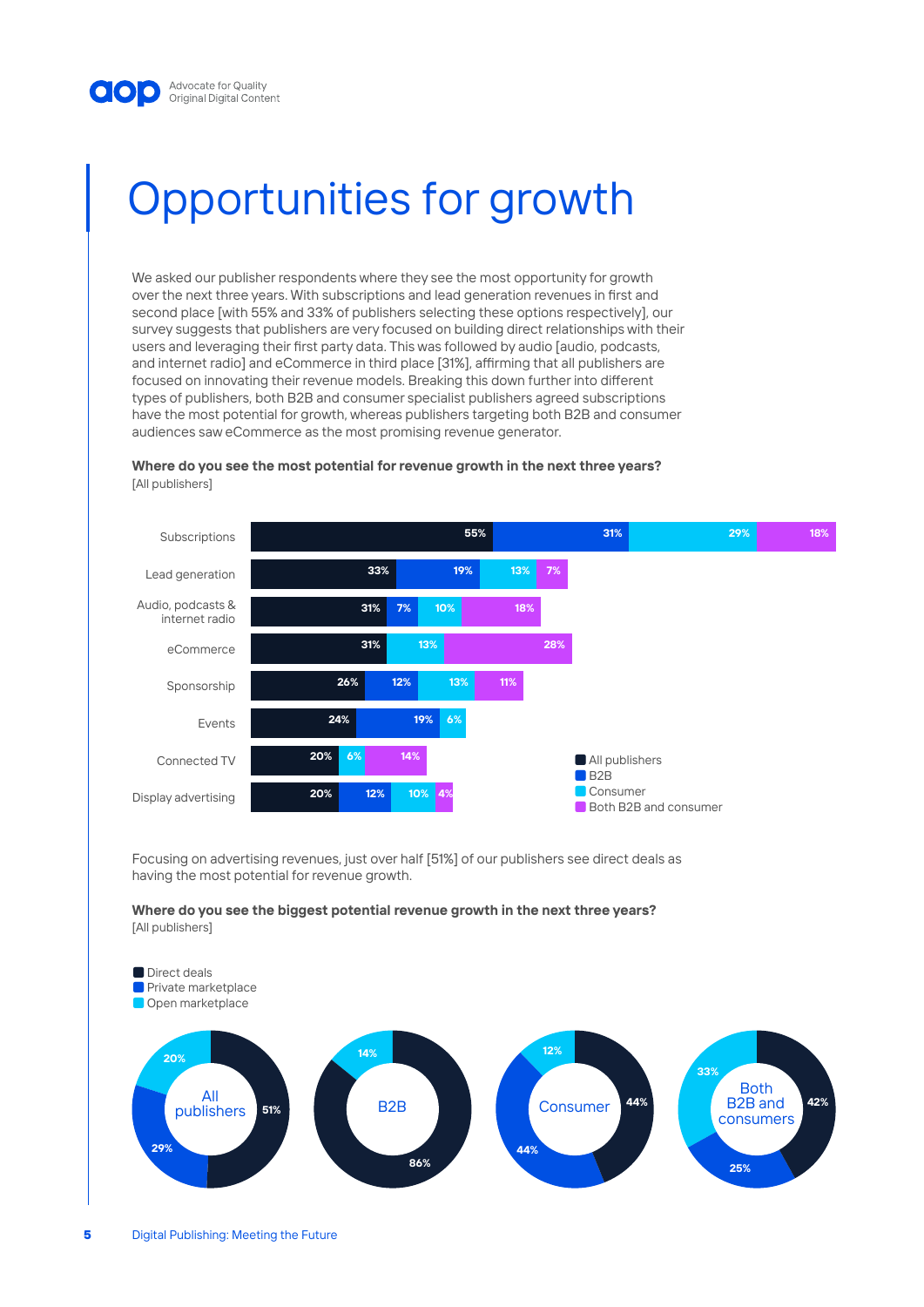# Opportunities for growth

We asked our publisher respondents where they see the most opportunity for growth over the next three years. With subscriptions and lead generation revenues in first and second place [with 55% and 33% of publishers selecting these options respectively], our survey suggests that publishers are very focused on building direct relationships with their users and leveraging their first party data. This was followed by audio [audio, podcasts, and internet radio] and eCommerce in third place [31%], affirming that all publishers are focused on innovating their revenue models. Breaking this down further into different types of publishers, both B2B and consumer specialist publishers agreed subscriptions have the most potential for growth, whereas publishers targeting both B2B and consumer audiences saw eCommerce as the most promising revenue generator.

**Where do you see the most potential for revenue growth in the next three years?**
[All publishers]

| | All publishers | B2B | Consumer | Both B2B and consumer |
|---|---|---|---|---|
| Subscriptions | 55% | 31% | 29% | 18% |
| Lead generation | 33% | 19% | 13% | 7% |
| Audio, podcasts & internet radio | 31% | 7% | 10% | 18% |
| eCommerce | 31% | | 13% | 28% |
| Sponsorship | 26% | 12% | 13% | 11% |
| Events | 24% | 19% | 6% | |
| Connected TV | 20% | | 6% | 14% |
| Display advertising | 20% | 12% | 10% | 4% |

Focusing on advertising revenues, just over half [51%] of our publishers see direct deals as having the most potential for revenue growth.

**Where do you see the biggest potential revenue growth in the next three years?**
[All publishers]

| | Direct deals | Private marketplace | Open marketplace |
|---|---|---|---|
| All publishers | 51% | 29% | 20% |
| B2B | 86% | | 14% |
| Consumer | 44% | 44% | 12% |
| Both B2B and consumers | 42% | 25% | 33% |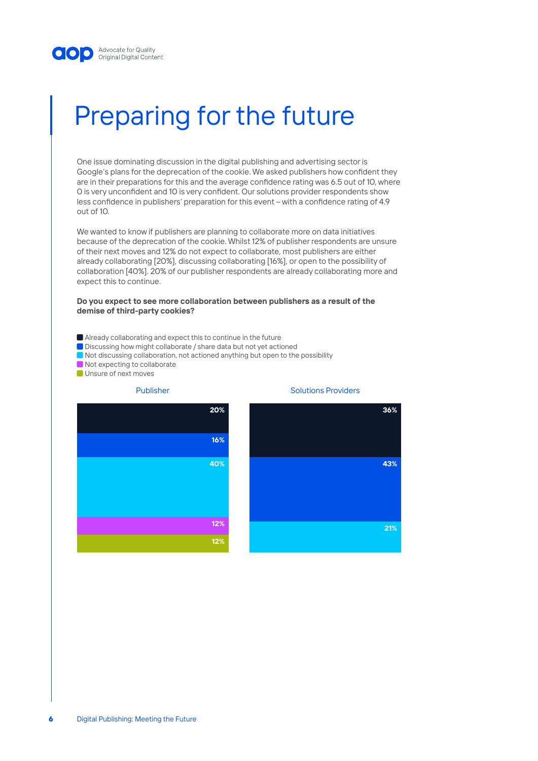# Preparing for the future

One issue dominating discussion in the digital publishing and advertising sector is Google's plans for the deprecation of the cookie. We asked publishers how confident they are in their preparations for this and the average confidence rating was 6.5 out of 10, where 0 is very unconfident and 10 is very confident. Our solutions provider respondents show less confidence in publishers' preparation for this event – with a confidence rating of 4.9 out of 10.

We wanted to know if publishers are planning to collaborate more on data initiatives because of the deprecation of the cookie. Whilst 12% of publisher respondents are unsure of their next moves and 12% do not expect to collaborate, most publishers are either already collaborating [20%], discussing collaborating [16%], or open to the possibility of collaboration [40%]. 20% of our publisher respondents are already collaborating more and expect this to continue.

**Do you expect to see more collaboration between publishers as a result of the demise of third-party cookies?**

| Response | Publisher | Solutions Providers |
| --- | --- | --- |
| Already collaborating and expect this to continue in the future | 20% | 36% |
| Discussing how might collaborate / share data but not yet actioned | 16% | 43% |
| Not discussing collaboration, not actioned anything but open to the possibility | 40% | 21% |
| Not expecting to collaborate | 12% | |
| Unsure of next moves | 12% | |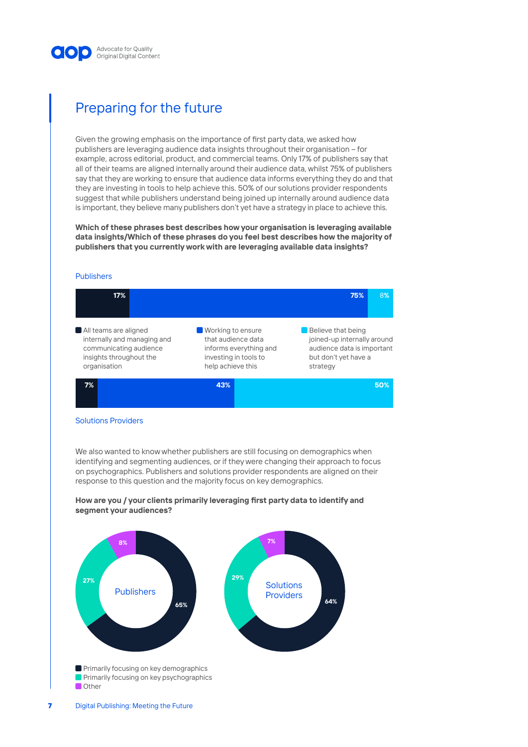## Preparing for the future

Given the growing emphasis on the importance of first party data, we asked how publishers are leveraging audience data insights throughout their organisation – for example, across editorial, product, and commercial teams. Only 17% of publishers say that all of their teams are aligned internally around their audience data, whilst 75% of publishers say that they are working to ensure that audience data informs everything they do and that they are investing in tools to help achieve this. 50% of our solutions provider respondents suggest that while publishers understand being joined up internally around audience data is important, they believe many publishers don't yet have a strategy in place to achieve this.

**Which of these phrases best describes how your organisation is leveraging available data insights/Which of these phrases do you feel best describes how the majority of publishers that you currently work with are leveraging available data insights?**

| | All teams are aligned internally and managing and communicating audience insights throughout the organisation | Working to ensure that audience data informs everything and investing in tools to help achieve this | Believe that being joined-up internally around audience data is important but don't yet have a strategy |
|---|---|---|---|
| Publishers | 17% | 75% | 8% |
| Solutions Providers | 7% | 43% | 50% |

We also wanted to know whether publishers are still focusing on demographics when identifying and segmenting audiences, or if they were changing their approach to focus on psychographics. Publishers and solutions provider respondents are aligned on their response to this question and the majority focus on key demographics.

**How are you / your clients primarily leveraging first party data to identify and segment your audiences?**

| | Primarily focusing on key demographics | Primarily focusing on key psychographics | Other |
|---|---|---|---|
| Publishers | 65% | 27% | 8% |
| Solutions Providers | 64% | 29% | 7% |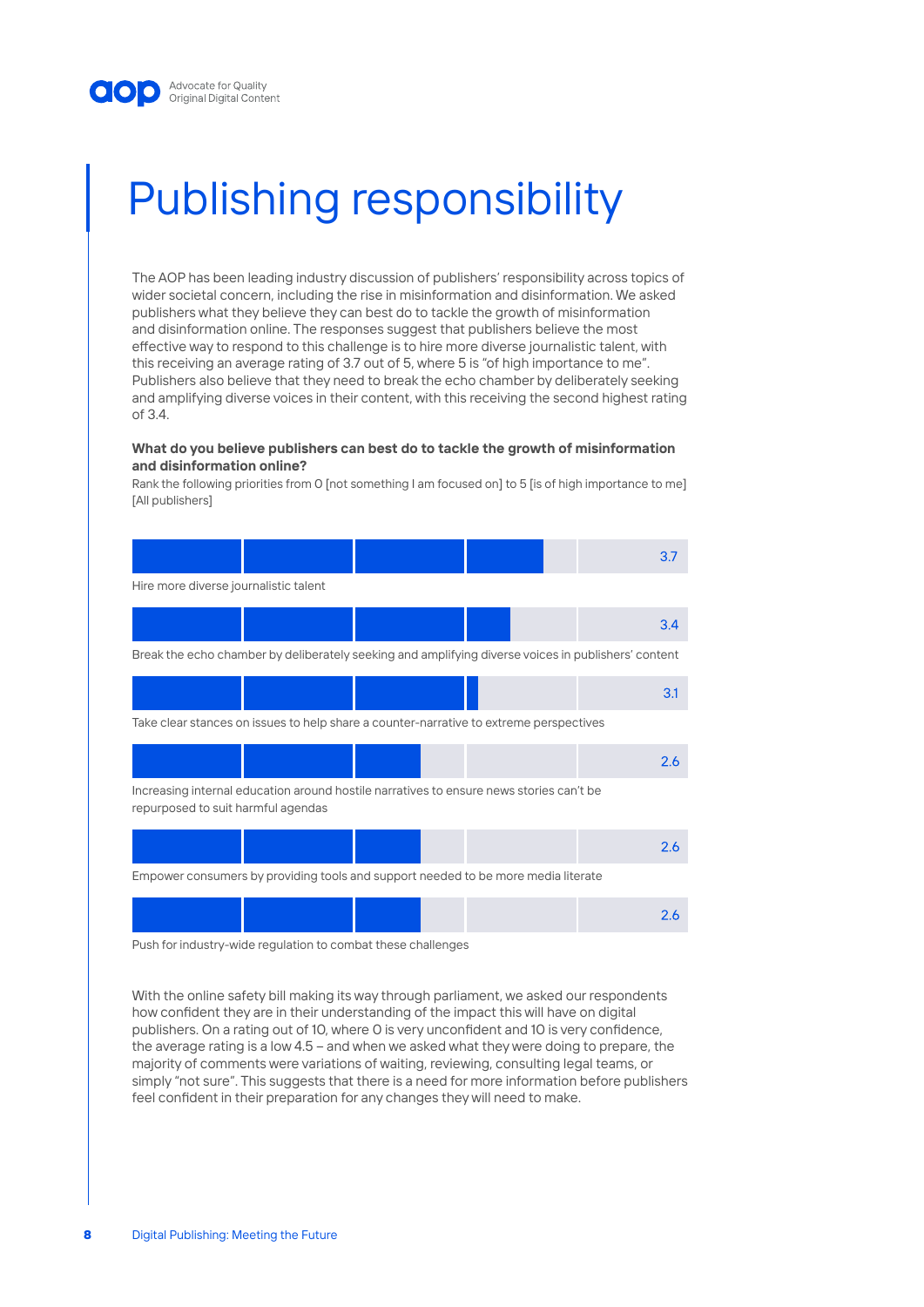# Publishing responsibility

The AOP has been leading industry discussion of publishers' responsibility across topics of wider societal concern, including the rise in misinformation and disinformation. We asked publishers what they believe they can best do to tackle the growth of misinformation and disinformation online. The responses suggest that publishers believe the most effective way to respond to this challenge is to hire more diverse journalistic talent, with this receiving an average rating of 3.7 out of 5, where 5 is "of high importance to me". Publishers also believe that they need to break the echo chamber by deliberately seeking and amplifying diverse voices in their content, with this receiving the second highest rating of 3.4.

**What do you believe publishers can best do to tackle the growth of misinformation and disinformation online?**

Rank the following priorities from 0 [not something I am focused on] to 5 [is of high importance to me] [All publishers]

| Priority | Average rating |
|---|---|
| Hire more diverse journalistic talent | 3.7 |
| Break the echo chamber by deliberately seeking and amplifying diverse voices in publishers' content | 3.4 |
| Take clear stances on issues to help share a counter-narrative to extreme perspectives | 3.1 |
| Increasing internal education around hostile narratives to ensure news stories can't be repurposed to suit harmful agendas | 2.6 |
| Empower consumers by providing tools and support needed to be more media literate | 2.6 |
| Push for industry-wide regulation to combat these challenges | 2.6 |

With the online safety bill making its way through parliament, we asked our respondents how confident they are in their understanding of the impact this will have on digital publishers. On a rating out of 10, where 0 is very unconfident and 10 is very confidence, the average rating is a low 4.5 – and when we asked what they were doing to prepare, the majority of comments were variations of waiting, reviewing, consulting legal teams, or simply "not sure". This suggests that there is a need for more information before publishers feel confident in their preparation for any changes they will need to make.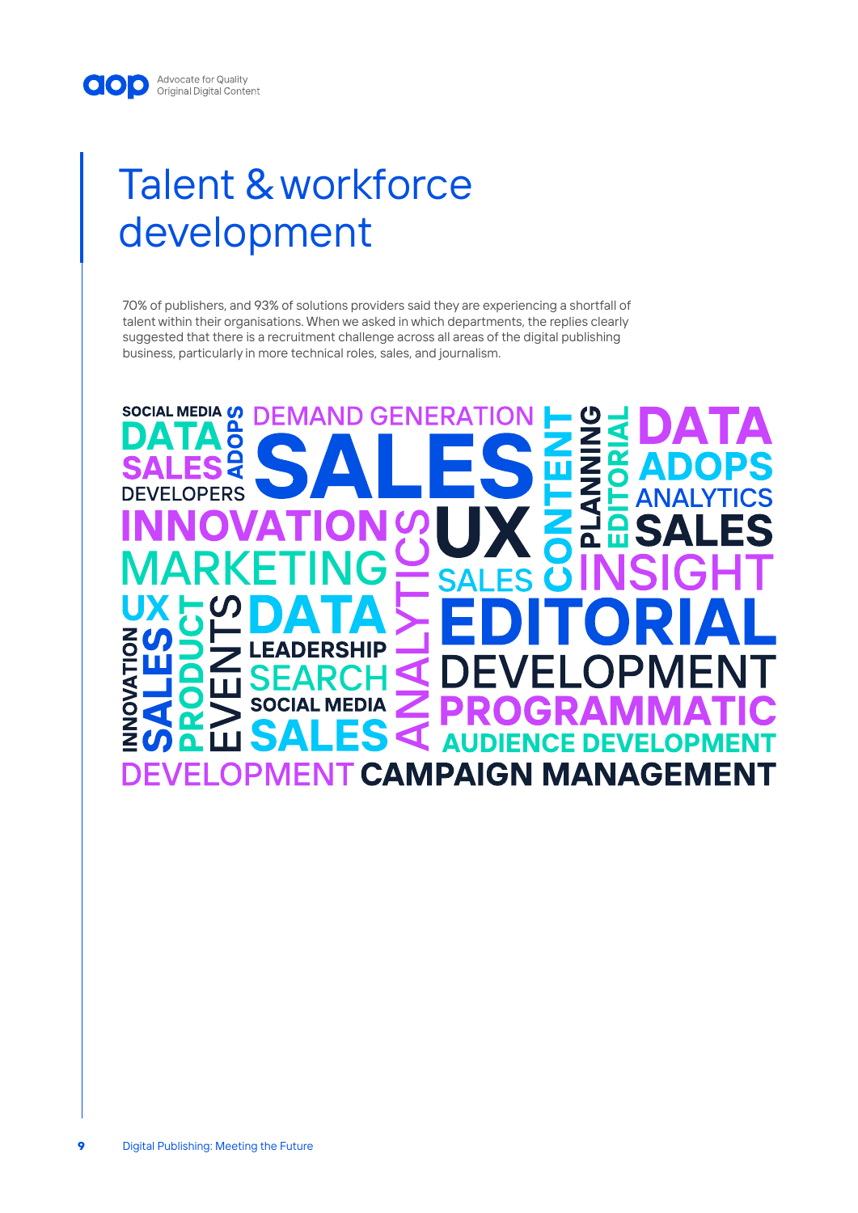# Talent & workforce development

70% of publishers, and 93% of solutions providers said they are experiencing a shortfall of talent within their organisations. When we asked in which departments, the replies clearly suggested that there is a recruitment challenge across all areas of the digital publishing business, particularly in more technical roles, sales, and journalism.

SOCIAL MEDIA DATA SALES DEVELOPERS ADOPS DEMAND GENERATION SALES CONTENT PLANNING EDITORIAL DATA ADOPS ANALYTICS SALES INNOVATION ANALYTICS UX MARKETING SALES INSIGHT UX INNOVATION SALES PRODUCT EVENTS DATA LEADERSHIP SEARCH SOCIAL MEDIA SALES EDITORIAL DEVELOPMENT PROGRAMMATIC AUDIENCE DEVELOPMENT DEVELOPMENT CAMPAIGN MANAGEMENT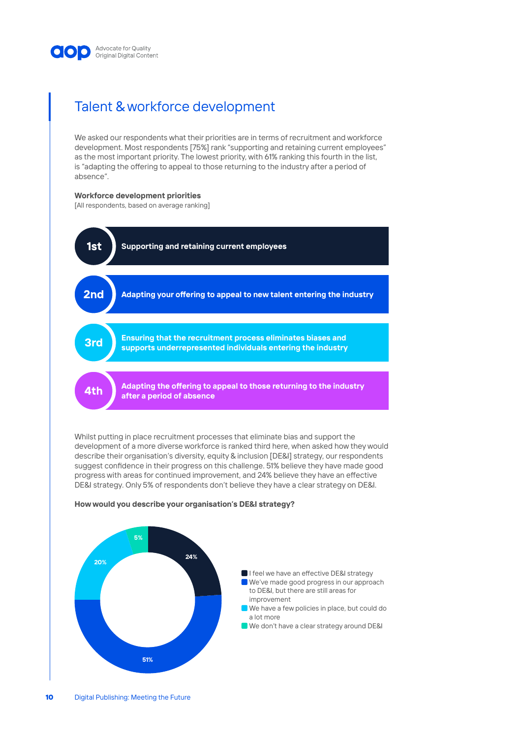## Talent & workforce development

We asked our respondents what their priorities are in terms of recruitment and workforce development. Most respondents [75%] rank "supporting and retaining current employees" as the most important priority. The lowest priority, with 61% ranking this fourth in the list, is "adapting the offering to appeal to those returning to the industry after a period of absence".

**Workforce development priorities**
[All respondents, based on average ranking]

| Rank | Priority |
|---|---|
| 1st | Supporting and retaining current employees |
| 2nd | Adapting your offering to appeal to new talent entering the industry |
| 3rd | Ensuring that the recruitment process eliminates biases and supports underrepresented individuals entering the industry |
| 4th | Adapting the offering to appeal to those returning to the industry after a period of absence |

Whilst putting in place recruitment processes that eliminate bias and support the development of a more diverse workforce is ranked third here, when asked how they would describe their organisation's diversity, equity & inclusion [DE&I] strategy, our respondents suggest confidence in their progress on this challenge. 51% believe they have made good progress with areas for continued improvement, and 24% believe they have an effective DE&I strategy. Only 5% of respondents don't believe they have a clear strategy on DE&I.

**How would you describe your organisation's DE&I strategy?**

| Response | % |
|---|---|
| I feel we have an effective DE&I strategy | 24% |
| We've made good progress in our approach to DE&I, but there are still areas for improvement | 51% |
| We have a few policies in place, but could do a lot more | 20% |
| We don't have a clear strategy around DE&I | 5% |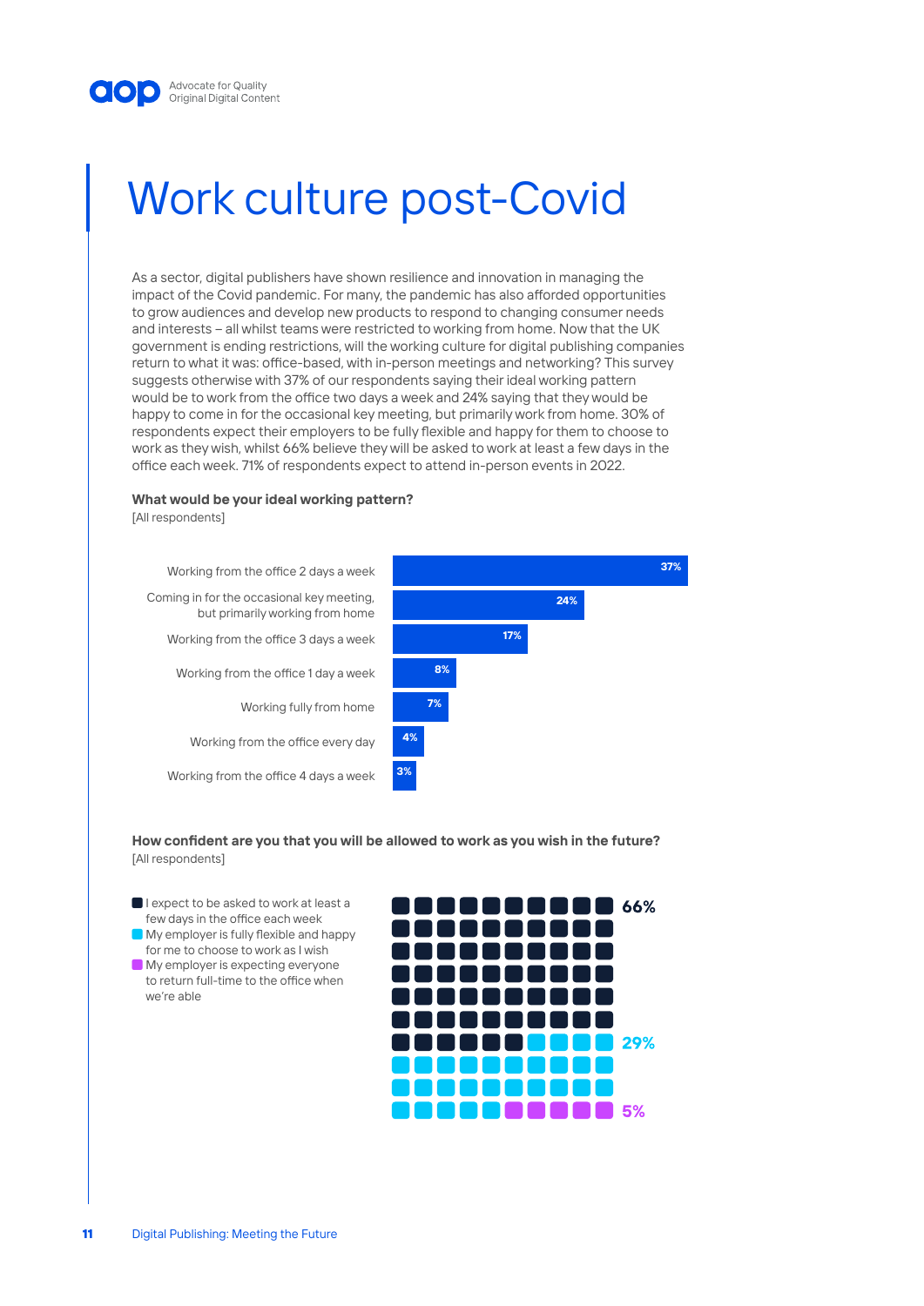# Work culture post-Covid

As a sector, digital publishers have shown resilience and innovation in managing the impact of the Covid pandemic. For many, the pandemic has also afforded opportunities to grow audiences and develop new products to respond to changing consumer needs and interests – all whilst teams were restricted to working from home. Now that the UK government is ending restrictions, will the working culture for digital publishing companies return to what it was: office-based, with in-person meetings and networking? This survey suggests otherwise with 37% of our respondents saying their ideal working pattern would be to work from the office two days a week and 24% saying that they would be happy to come in for the occasional key meeting, but primarily work from home. 30% of respondents expect their employers to be fully flexible and happy for them to choose to work as they wish, whilst 66% believe they will be asked to work at least a few days in the office each week. 71% of respondents expect to attend in-person events in 2022.

**What would be your ideal working pattern?**
[All respondents]

| Working pattern | % |
|---|---|
| Working from the office 2 days a week | 37% |
| Coming in for the occasional key meeting, but primarily working from home | 24% |
| Working from the office 3 days a week | 17% |
| Working from the office 1 day a week | 8% |
| Working fully from home | 7% |
| Working from the office every day | 4% |
| Working from the office 4 days a week | 3% |

**How confident are you that you will be allowed to work as you wish in the future?**
[All respondents]

| Response | % |
|---|---|
| I expect to be asked to work at least a few days in the office each week | 66% |
| My employer is fully flexible and happy for me to choose to work as I wish | 29% |
| My employer is expecting everyone to return full-time to the office when we're able | 5% |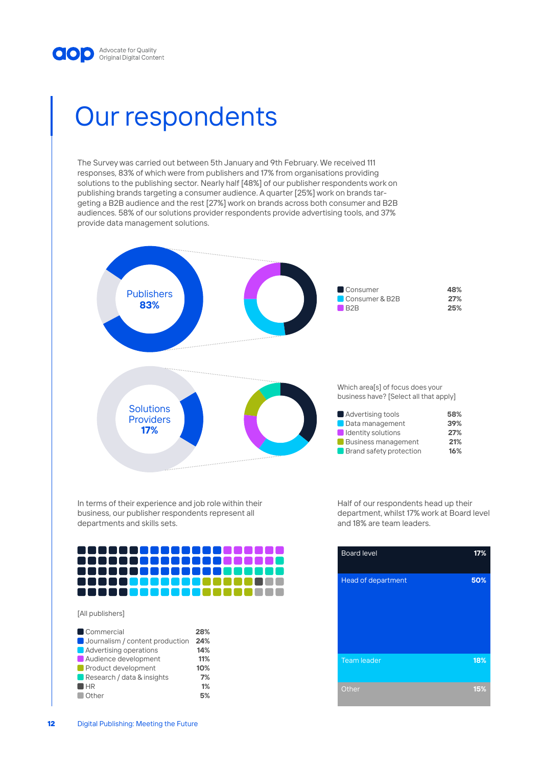# Our respondents

The Survey was carried out between 5th January and 9th February. We received 111 responses, 83% of which were from publishers and 17% from organisations providing solutions to the publishing sector. Nearly half [48%] of our publisher respondents work on publishing brands targeting a consumer audience. A quarter [25%] work on brands targeting a B2B audience and the rest [27%] work on brands across both consumer and B2B audiences. 58% of our solutions provider respondents provide advertising tools, and 37% provide data management solutions.

Publishers **83%**

| | |
|---|---|
| Consumer | 48% |
| Consumer & B2B | 27% |
| B2B | 25% |

Solutions Providers **17%**

Which area[s] of focus does your business have? [Select all that apply]

| | |
|---|---|
| Advertising tools | 58% |
| Data management | 39% |
| Identity solutions | 27% |
| Business management | 21% |
| Brand safety protection | 16% |

In terms of their experience and job role within their business, our publisher respondents represent all departments and skills sets.

[All publishers]

| | |
|---|---|
| Commercial | 28% |
| Journalism / content production | 24% |
| Advertising operations | 14% |
| Audience development | 11% |
| Product development | 10% |
| Research / data & insights | 7% |
| HR | 1% |
| Other | 5% |

Half of our respondents head up their department, whilst 17% work at Board level and 18% are team leaders.

| | |
|---|---|
| Board level | 17% |
| Head of department | 50% |
| Team leader | 18% |
| Other | 15% |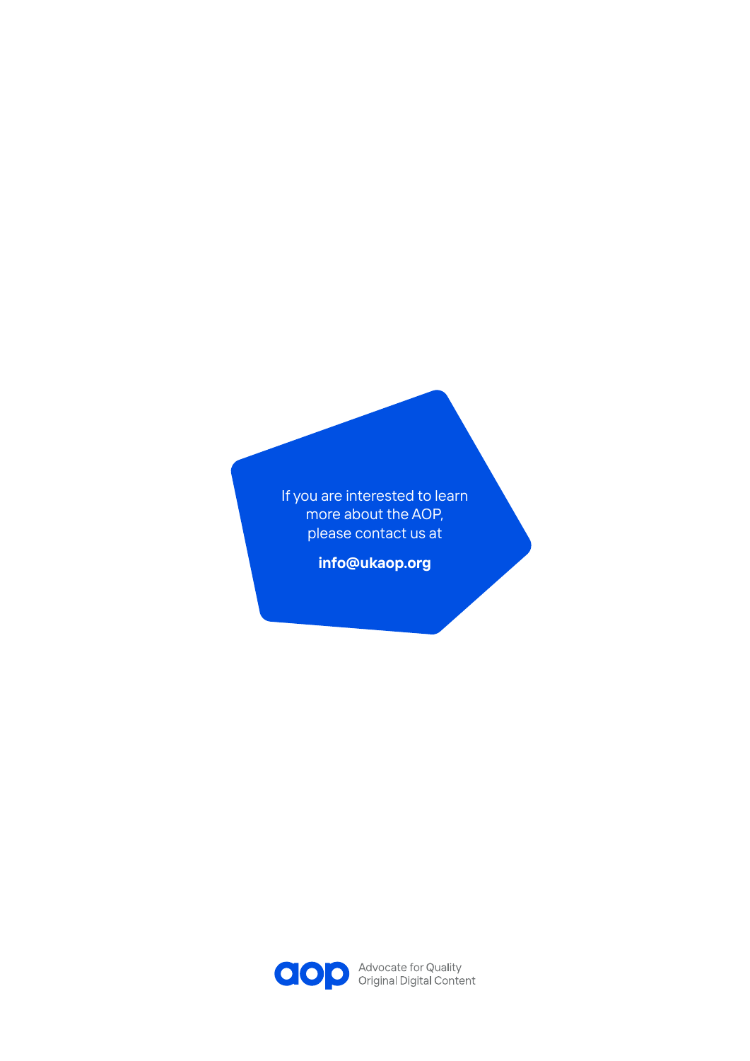If you are interested to learn more about the AOP, please contact us at

**info@ukaop.org**

aop Advocate for Quality Original Digital Content